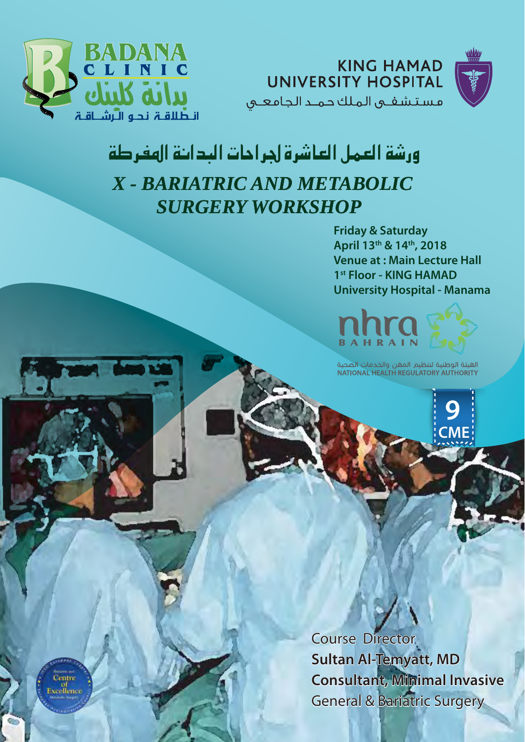BADANA CLINIC

بدانة كلينك

انطلاقة نحو الرشاقة

KING HAMAD UNIVERSITY HOSPITAL

مستشفى الملك حمد الجامعي

# ورشة العمل العاشرة لجراحات البدانة المفرطة

# *X - BARIATRIC AND METABOLIC SURGERY WORKSHOP*

**Friday & Saturday**
**April 13th & 14th, 2018**
**Venue at : Main Lecture Hall**
**1st Floor - KING HAMAD University Hospital - Manama**

nhra BAHRAIN

الهيئة الوطنية لتنظيم المهن والخدمات الصحية
NATIONAL HEALTH REGULATORY AUTHORITY

**9 CME**

Course Director
**Sultan Al-Temyatt, MD**
**Consultant, Minimal Invasive**
General & Bariatric Surgery

Centre of Excellence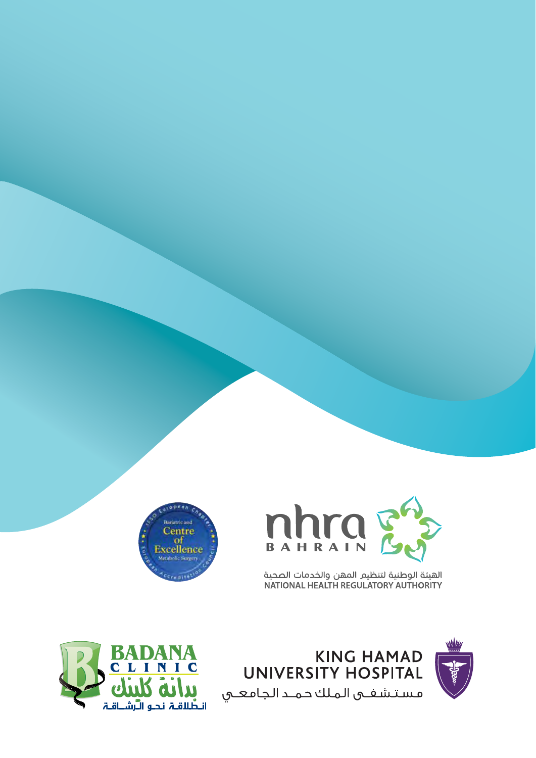Bariatric and Centre of Excellence Metabolic Surgery

IFSO European Chapter · European Accreditation Council

nhra BAHRAIN

الهيئة الوطنية لتنظيم المهن والخدمات الصحية
NATIONAL HEALTH REGULATORY AUTHORITY

BADANA CLINIC

بدانة كلينك

انطلاقة نحو الرشاقة

KING HAMAD UNIVERSITY HOSPITAL

مستشفى الملك حمد الجامعي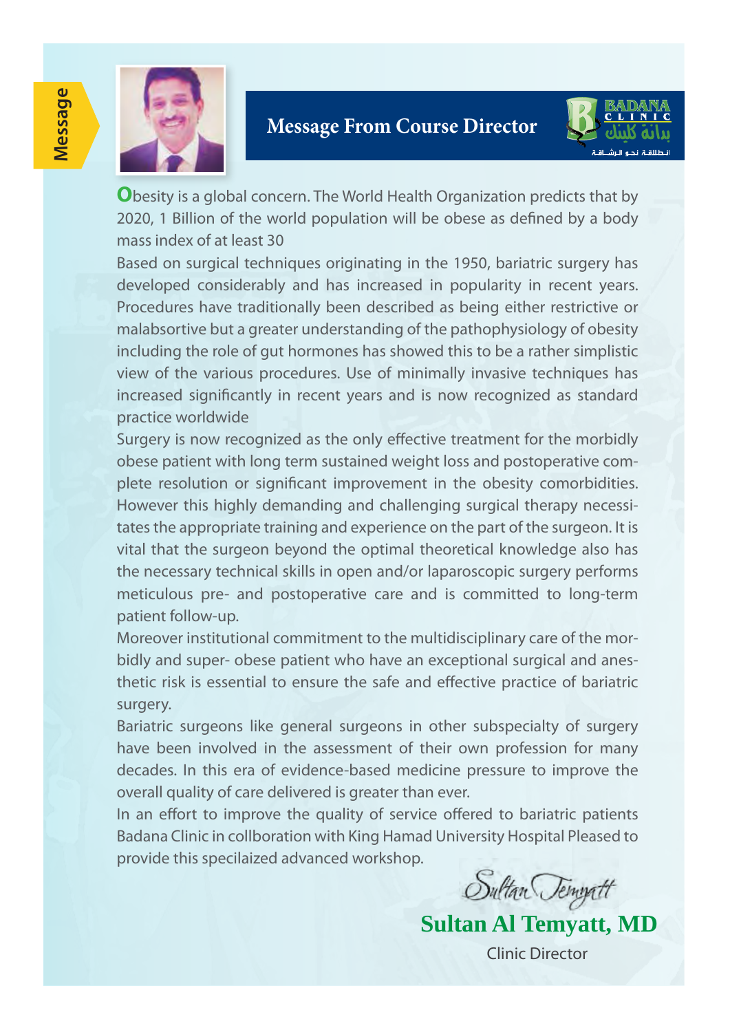Message

## Message From Course Director

BADANA CLINIC
بدانة كلنك
انطلاقة نحو الرشاقة

Obesity is a global concern. The World Health Organization predicts that by 2020, 1 Billion of the world population will be obese as defined by a body mass index of at least 30

Based on surgical techniques originating in the 1950, bariatric surgery has developed considerably and has increased in popularity in recent years. Procedures have traditionally been described as being either restrictive or malabsortive but a greater understanding of the pathophysiology of obesity including the role of gut hormones has showed this to be a rather simplistic view of the various procedures. Use of minimally invasive techniques has increased significantly in recent years and is now recognized as standard practice worldwide

Surgery is now recognized as the only effective treatment for the morbidly obese patient with long term sustained weight loss and postoperative complete resolution or significant improvement in the obesity comorbidities. However this highly demanding and challenging surgical therapy necessitates the appropriate training and experience on the part of the surgeon. It is vital that the surgeon beyond the optimal theoretical knowledge also has the necessary technical skills in open and/or laparoscopic surgery performs meticulous pre- and postoperative care and is committed to long-term patient follow-up.

Moreover institutional commitment to the multidisciplinary care of the morbidly and super- obese patient who have an exceptional surgical and anesthetic risk is essential to ensure the safe and effective practice of bariatric surgery.

Bariatric surgeons like general surgeons in other subspecialty of surgery have been involved in the assessment of their own profession for many decades. In this era of evidence-based medicine pressure to improve the overall quality of care delivered is greater than ever.

In an effort to improve the quality of service offered to bariatric patients Badana Clinic in collboration with King Hamad University Hospital Pleased to provide this specilaized advanced workshop.

*Sultan Temyatt*

**Sultan Al Temyatt, MD**

Clinic Director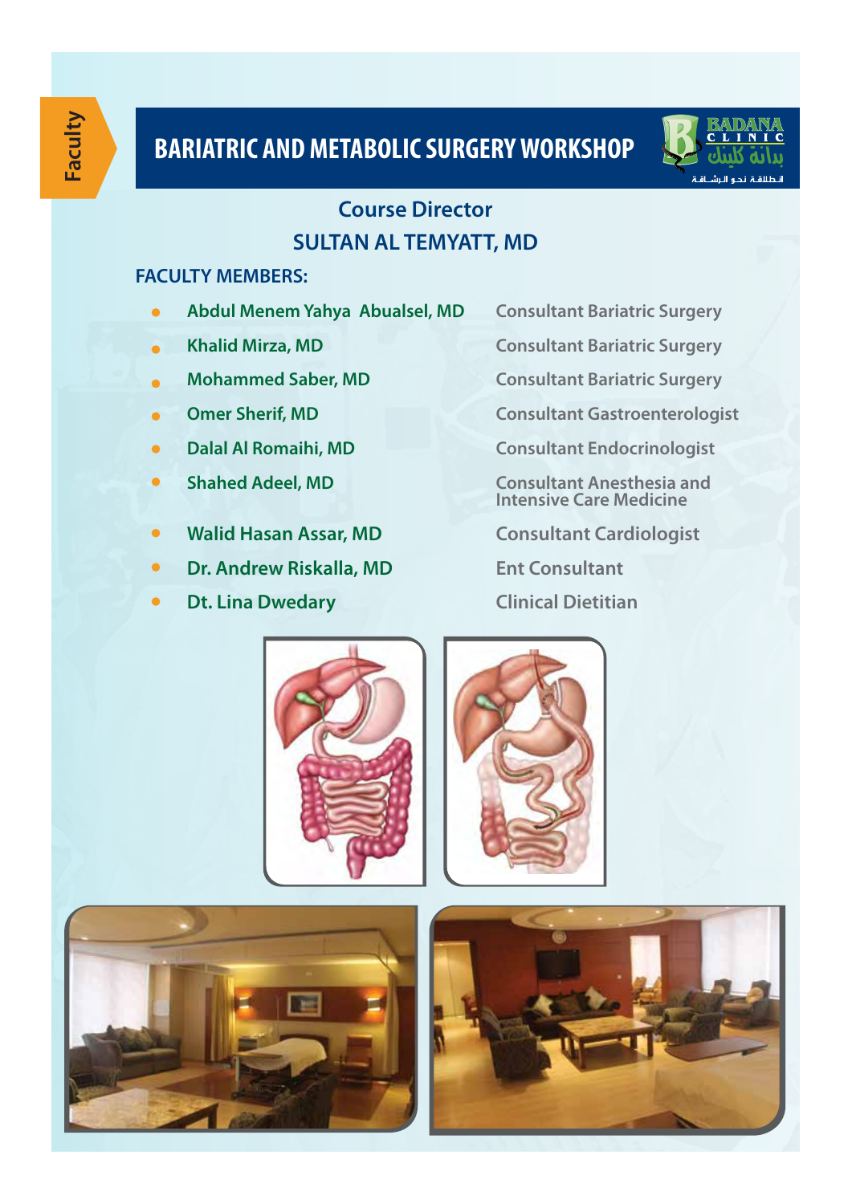Faculty

# BARIATRIC AND METABOLIC SURGERY WORKSHOP

BADANA CLINIC
بدانة كلينك
انطلاقة نحو الرشاقة

## Course Director
## SULTAN AL TEMYATT, MD

### FACULTY MEMBERS:

| Name | Title |
| --- | --- |
| Abdul Menem Yahya Abualsel, MD | Consultant Bariatric Surgery |
| Khalid Mirza, MD | Consultant Bariatric Surgery |
| Mohammed Saber, MD | Consultant Bariatric Surgery |
| Omer Sherif, MD | Consultant Gastroenterologist |
| Dalal Al Romaihi, MD | Consultant Endocrinologist |
| Shahed Adeel, MD | Consultant Anesthesia and Intensive Care Medicine |
| Walid Hasan Assar, MD | Consultant Cardiologist |
| Dr. Andrew Riskalla, MD | Ent Consultant |
| Dt. Lina Dwedary | Clinical Dietitian |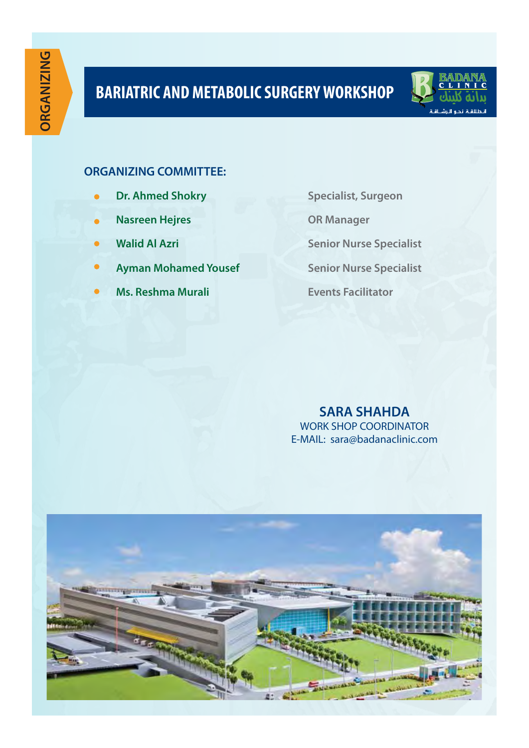ORGANIZING

# BARIATRIC AND METABOLIC SURGERY WORKSHOP

BADANA CLINIC بدانة كلينك انطلاقة نحو الرشاقة

## ORGANIZING COMMITTEE:

| Name | Role |
|---|---|
| Dr. Ahmed Shokry | Specialist, Surgeon |
| Nasreen Hejres | OR Manager |
| Walid Al Azri | Senior Nurse Specialist |
| Ayman Mohamed Yousef | Senior Nurse Specialist |
| Ms. Reshma Murali | Events Facilitator |

**SARA SHAHDA**
WORK SHOP COORDINATOR
E-MAIL: sara@badanaclinic.com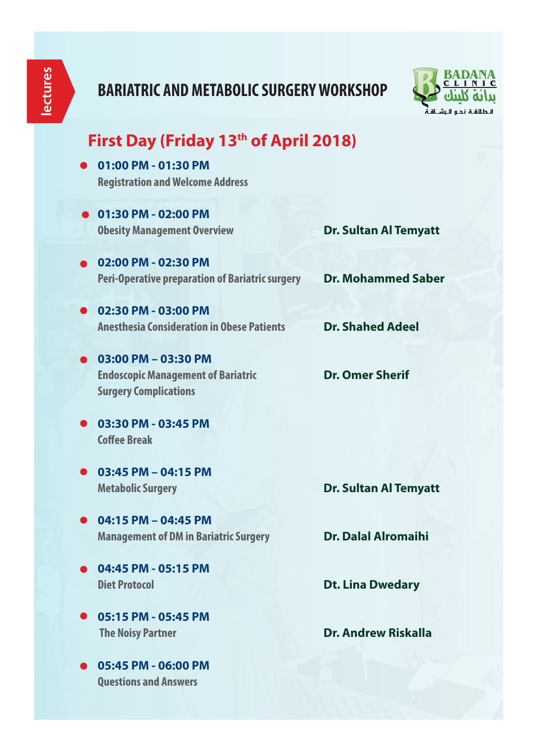lectures

# BARIATRIC AND METABOLIC SURGERY WORKSHOP

BADANA CLINIC
بدانة كلينك
انطلاقة نحو الرشاقة

## First Day (Friday 13th of April 2018)

- **01:00 PM - 01:30 PM**
  Registration and Welcome Address

- **01:30 PM - 02:00 PM**
  Obesity Management Overview — **Dr. Sultan Al Temyatt**

- **02:00 PM - 02:30 PM**
  Peri-Operative preparation of Bariatric surgery — **Dr. Mohammed Saber**

- **02:30 PM - 03:00 PM**
  Anesthesia Consideration in Obese Patients — **Dr. Shahed Adeel**

- **03:00 PM – 03:30 PM**
  Endoscopic Management of Bariatric Surgery Complications — **Dr. Omer Sherif**

- **03:30 PM - 03:45 PM**
  Coffee Break

- **03:45 PM – 04:15 PM**
  Metabolic Surgery — **Dr. Sultan Al Temyatt**

- **04:15 PM – 04:45 PM**
  Management of DM in Bariatric Surgery — **Dr. Dalal Alromaihi**

- **04:45 PM - 05:15 PM**
  Diet Protocol — **Dt. Lina Dwedary**

- **05:15 PM - 05:45 PM**
  The Noisy Partner — **Dr. Andrew Riskalla**

- **05:45 PM - 06:00 PM**
  Questions and Answers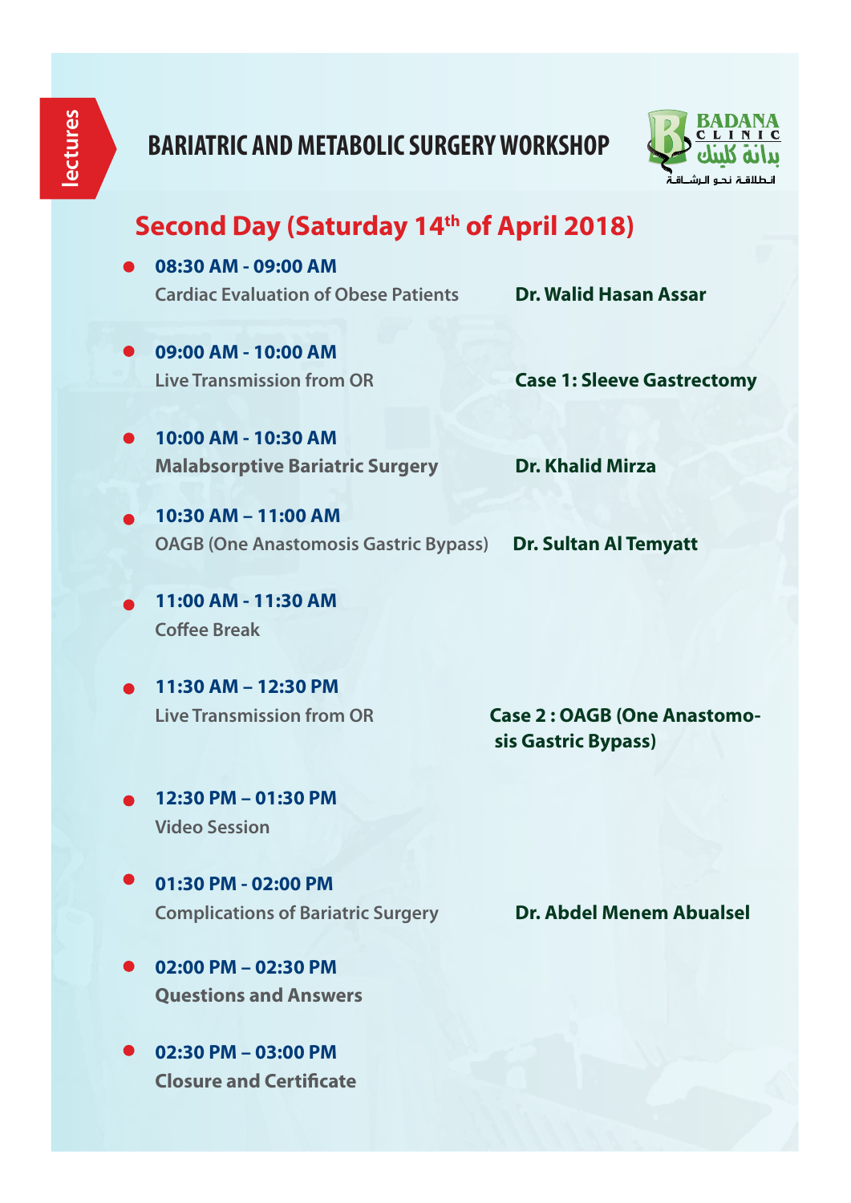lectures

# BARIATRIC AND METABOLIC SURGERY WORKSHOP

BADANA CLINIC
بدانة كلينك
انطلاقة نحو الرشاقة

## Second Day (Saturday 14th of April 2018)

- **08:30 AM - 09:00 AM**
  Cardiac Evaluation of Obese Patients — **Dr. Walid Hasan Assar**

- **09:00 AM - 10:00 AM**
  Live Transmission from OR — **Case 1: Sleeve Gastrectomy**

- **10:00 AM - 10:30 AM**
  **Malabsorptive Bariatric Surgery** — **Dr. Khalid Mirza**

- **10:30 AM – 11:00 AM**
  OAGB (One Anastomosis Gastric Bypass) — **Dr. Sultan Al Temyatt**

- **11:00 AM - 11:30 AM**
  Coffee Break

- **11:30 AM – 12:30 PM**
  Live Transmission from OR — **Case 2 : OAGB (One Anastomosis Gastric Bypass)**

- **12:30 PM – 01:30 PM**
  Video Session

- **01:30 PM - 02:00 PM**
  Complications of Bariatric Surgery — **Dr. Abdel Menem Abualsel**

- **02:00 PM – 02:30 PM**
  **Questions and Answers**

- **02:30 PM – 03:00 PM**
  **Closure and Certificate**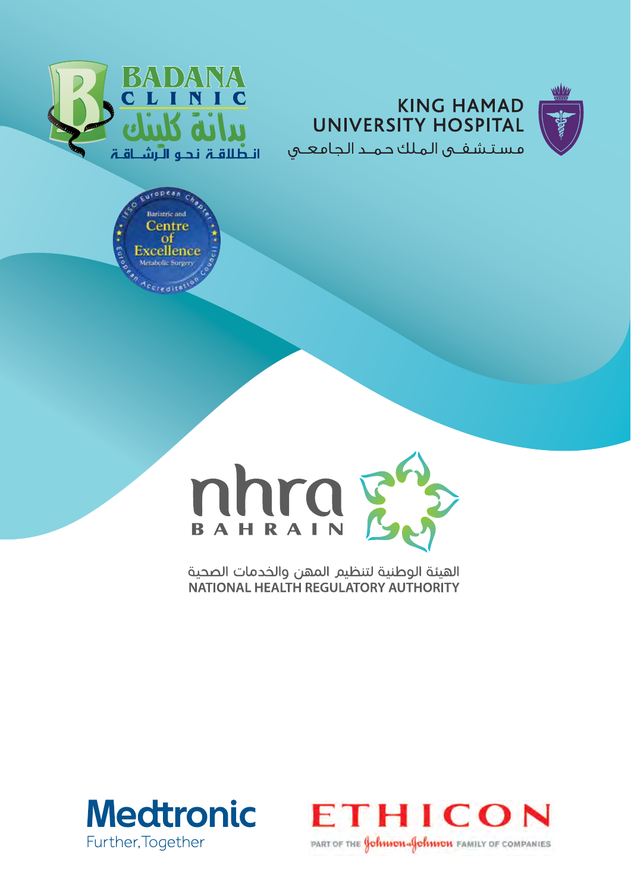BADANA CLINIC

بدانة كلينك

انطلاقة نحو الرشاقة

KING HAMAD UNIVERSITY HOSPITAL

مستشفى الملك حمد الجامعي

IFSO European Chapter

Bariatric and Centre of Excellence Metabolic Surgery

European Accreditation Council

nhra BAHRAIN

الهيئة الوطنية لتنظيم المهن والخدمات الصحية

NATIONAL HEALTH REGULATORY AUTHORITY

Medtronic

Further, Together

ETHICON

PART OF THE Johnson&Johnson FAMILY OF COMPANIES